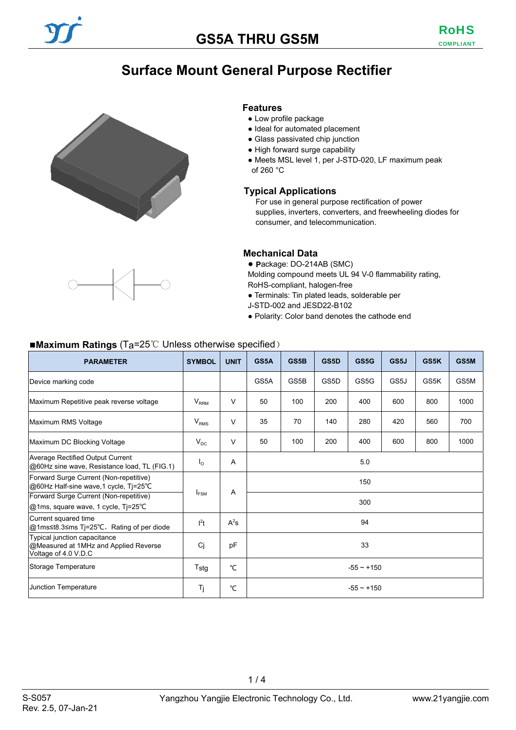# GS5A THRU GS5M

RoHS COMPLIANT

## Surface Mount General Purpose Rectifier

### Features

- Low profile package
- Ideal for automated placement
- Glass passivated chip junction
- High forward surge capability
- Meets MSL level 1, per J-STD-020, LF maximum peak of 260 °C

### Typical Applications

For use in general purpose rectification of power supplies, inverters, converters, and freewheeling diodes for consumer, and telecommunication.

### Mechanical Data

- Package: DO-214AB (SMC)
  Molding compound meets UL 94 V-0 flammability rating, RoHS-compliant, halogen-free
- Terminals: Tin plated leads, solderable per J-STD-002 and JESD22-B102
- Polarity: Color band denotes the cathode end

### ■Maximum Ratings ($T_a$=25℃ Unless otherwise specified)

| PARAMETER | SYMBOL | UNIT | GS5A | GS5B | GS5D | GS5G | GS5J | GS5K | GS5M |
|---|---|---|---|---|---|---|---|---|---|
| Device marking code | | | GS5A | GS5B | GS5D | GS5G | GS5J | GS5K | GS5M |
| Maximum Repetitive peak reverse voltage | $V_{RRM}$ | V | 50 | 100 | 200 | 400 | 600 | 800 | 1000 |
| Maximum RMS Voltage | $V_{RMS}$ | V | 35 | 70 | 140 | 280 | 420 | 560 | 700 |
| Maximum DC Blocking Voltage | $V_{DC}$ | V | 50 | 100 | 200 | 400 | 600 | 800 | 1000 |
| Average Rectified Output Current @60Hz sine wave, Resistance load, TL (FIG.1) | $I_O$ | A | 5.0 | | | | | | |
| Forward Surge Current (Non-repetitive) @60Hz Half-sine wave,1 cycle, Tj=25℃ | $I_{FSM}$ | A | 150 | | | | | | |
| Forward Surge Current (Non-repetitive) @1ms, square wave, 1 cycle, Tj=25℃ | $I_{FSM}$ | A | 300 | | | | | | |
| Current squared time @1ms≤t8.3≤ms Tj=25℃, Rating of per diode | $I^2t$ | $A^2s$ | 94 | | | | | | |
| Typical junction capacitance @Measured at 1MHz and Applied Reverse Voltage of 4.0 V.D.C | Cj | pF | 33 | | | | | | |
| Storage Temperature | Tstg | ℃ | -55 ~ +150 | | | | | | |
| Junction Temperature | Tj | ℃ | -55 ~ +150 | | | | | | |

S-S057
Rev. 2.5, 07-Jan-21

Yangzhou Yangjie Electronic Technology Co., Ltd. www.21yangjie.com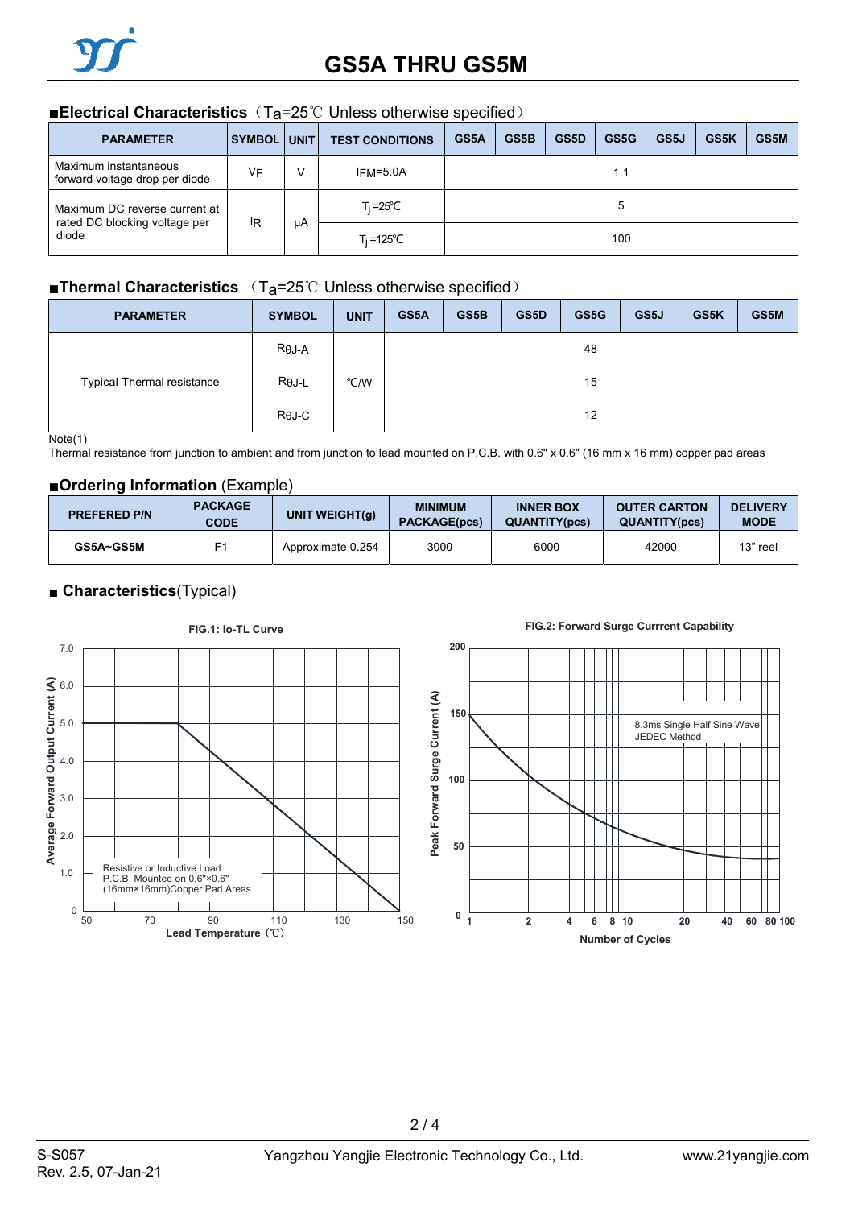# GS5A THRU GS5M

## ■Electrical Characteristics（$T_a$=25℃ Unless otherwise specified）

| PARAMETER | SYMBOL | UNIT | TEST CONDITIONS | GS5A | GS5B | GS5D | GS5G | GS5J | GS5K | GS5M |
|---|---|---|---|---|---|---|---|---|---|---|
| Maximum instantaneous forward voltage drop per diode | $V_F$ | V | $I_{FM}$=5.0A | 1.1 | | | | | | |
| Maximum DC reverse current at rated DC blocking voltage per diode | $I_R$ | μA | $T_j$=25℃ | 5 | | | | | | |
| | | | $T_j$=125℃ | 100 | | | | | | |

## ■Thermal Characteristics（$T_a$=25℃ Unless otherwise specified）

| PARAMETER | SYMBOL | UNIT | GS5A | GS5B | GS5D | GS5G | GS5J | GS5K | GS5M |
|---|---|---|---|---|---|---|---|---|---|
| Typical Thermal resistance | $R_{\theta J-A}$ | ℃/W | 48 | | | | | | |
| | $R_{\theta J-L}$ | | 15 | | | | | | |
| | $R_{\theta J-C}$ | | 12 | | | | | | |

Note(1)

Thermal resistance from junction to ambient and from junction to lead mounted on P.C.B. with 0.6" x 0.6" (16 mm x 16 mm) copper pad areas

## ■Ordering Information (Example)

| PREFERED P/N | PACKAGE CODE | UNIT WEIGHT(g) | MINIMUM PACKAGE(pcs) | INNER BOX QUANTITY(pcs) | OUTER CARTON QUANTITY(pcs) | DELIVERY MODE |
|---|---|---|---|---|---|---|
| GS5A~GS5M | F1 | Approximate 0.254 | 3000 | 6000 | 42000 | 13" reel |

## ■ Characteristics(Typical)

FIG.1: Io-TL Curve

FIG.2: Forward Surge Currrent Capability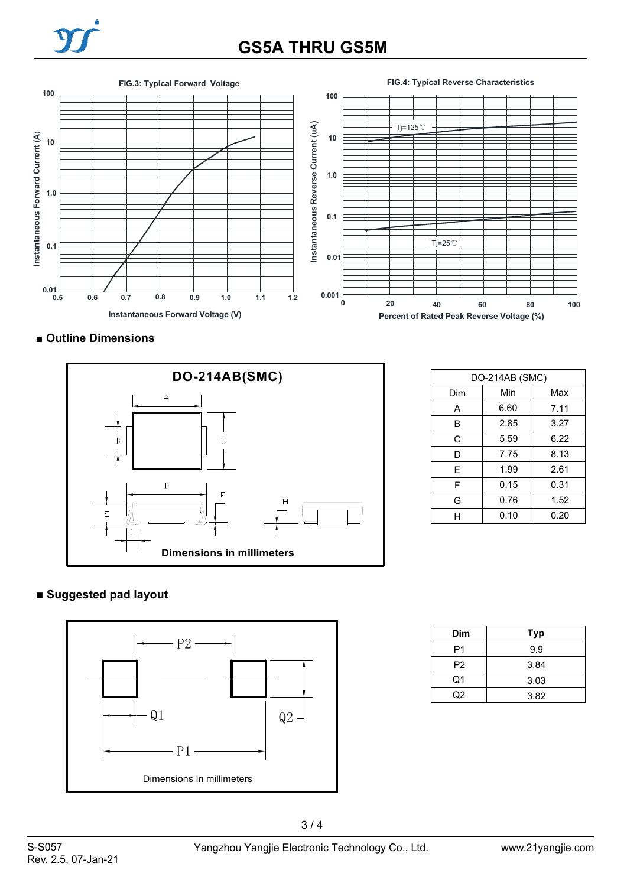# GS5A THRU GS5M

FIG.3: Typical Forward Voltage

FIG.4: Typical Reverse Characteristics

## ■ Outline Dimensions

DO-214AB(SMC)

Dimensions in millimeters

| DO-214AB (SMC) | | |
|---|---|---|
| Dim | Min | Max |
| A | 6.60 | 7.11 |
| B | 2.85 | 3.27 |
| C | 5.59 | 6.22 |
| D | 7.75 | 8.13 |
| E | 1.99 | 2.61 |
| F | 0.15 | 0.31 |
| G | 0.76 | 1.52 |
| H | 0.10 | 0.20 |

## ■ Suggested pad layout

Dimensions in millimeters

| Dim | Typ |
|---|---|
| P1 | 9.9 |
| P2 | 3.84 |
| Q1 | 3.03 |
| Q2 | 3.82 |

S-S057
Rev. 2.5, 07-Jan-21

Yangzhou Yangjie Electronic Technology Co., Ltd.

www.21yangjie.com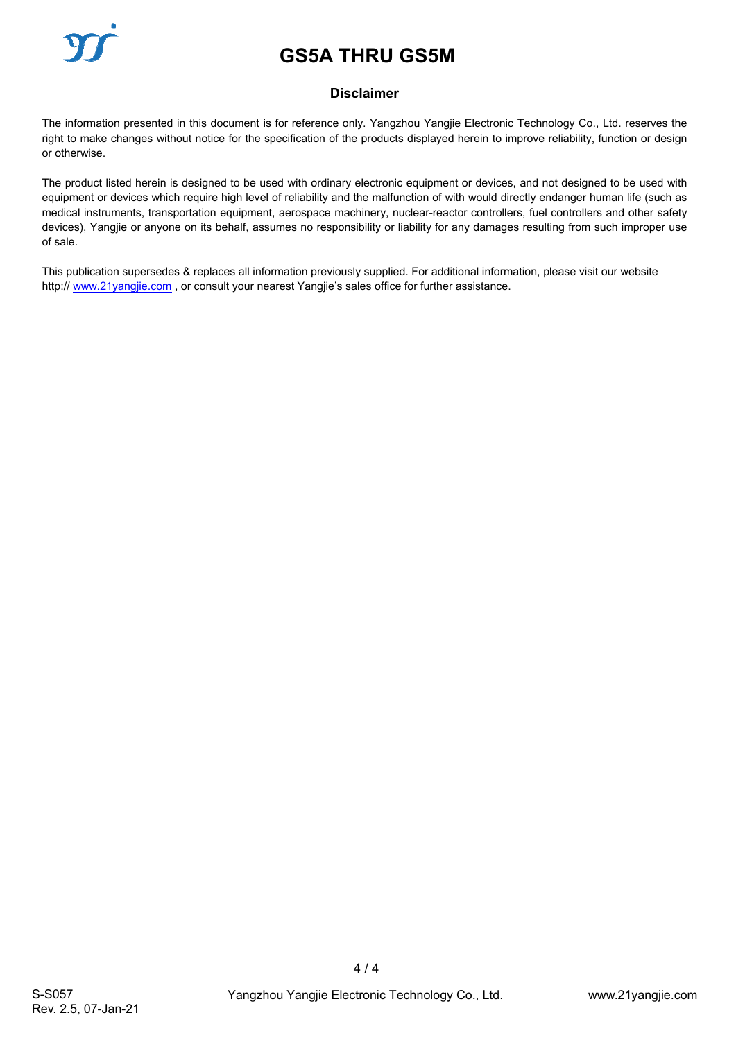## Disclaimer

The information presented in this document is for reference only. Yangzhou Yangjie Electronic Technology Co., Ltd. reserves the right to make changes without notice for the specification of the products displayed herein to improve reliability, function or design or otherwise.

The product listed herein is designed to be used with ordinary electronic equipment or devices, and not designed to be used with equipment or devices which require high level of reliability and the malfunction of with would directly endanger human life (such as medical instruments, transportation equipment, aerospace machinery, nuclear-reactor controllers, fuel controllers and other safety devices), Yangjie or anyone on its behalf, assumes no responsibility or liability for any damages resulting from such improper use of sale.

This publication supersedes & replaces all information previously supplied. For additional information, please visit our website http:// www.21yangjie.com , or consult your nearest Yangjie's sales office for further assistance.